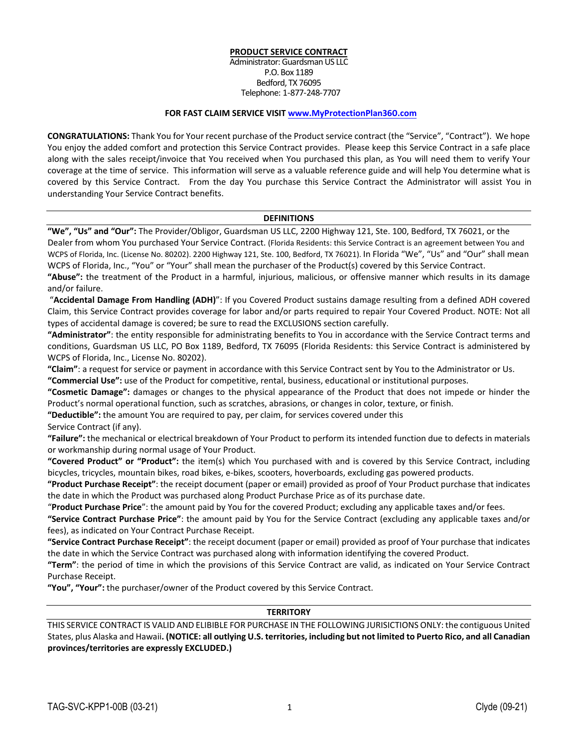**PRODUCT SERVICE CONTRACT**

Administrator: Guardsman US LLC
P.O. Box 1189
Bedford, TX 76095
Telephone: 1-877-248-7707

**FOR FAST CLAIM SERVICE VISIT www.MyProtectionPlan360.com**

**CONGRATULATIONS:** Thank You for Your recent purchase of the Product service contract (the "Service", "Contract"). We hope You enjoy the added comfort and protection this Service Contract provides. Please keep this Service Contract in a safe place along with the sales receipt/invoice that You received when You purchased this plan, as You will need them to verify Your coverage at the time of service. This information will serve as a valuable reference guide and will help You determine what is covered by this Service Contract. From the day You purchase this Service Contract the Administrator will assist You in understanding Your Service Contract benefits.

## DEFINITIONS

**"We", "Us" and "Our":** The Provider/Obligor, Guardsman US LLC, 2200 Highway 121, Ste. 100, Bedford, TX 76021, or the Dealer from whom You purchased Your Service Contract. (Florida Residents: this Service Contract is an agreement between You and WCPS of Florida, Inc. (License No. 80202). 2200 Highway 121, Ste. 100, Bedford, TX 76021). In Florida "We", "Us" and "Our" shall mean WCPS of Florida, Inc., "You" or "Your" shall mean the purchaser of the Product(s) covered by this Service Contract.

**"Abuse":** the treatment of the Product in a harmful, injurious, malicious, or offensive manner which results in its damage and/or failure.

"**Accidental Damage From Handling (ADH)**": If you Covered Product sustains damage resulting from a defined ADH covered Claim, this Service Contract provides coverage for labor and/or parts required to repair Your Covered Product. NOTE: Not all types of accidental damage is covered; be sure to read the EXCLUSIONS section carefully.

**"Administrator"**: the entity responsible for administrating benefits to You in accordance with the Service Contract terms and conditions, Guardsman US LLC, PO Box 1189, Bedford, TX 76095 (Florida Residents: this Service Contract is administered by WCPS of Florida, Inc., License No. 80202).

**"Claim"**: a request for service or payment in accordance with this Service Contract sent by You to the Administrator or Us.

**"Commercial Use":** use of the Product for competitive, rental, business, educational or institutional purposes.

**"Cosmetic Damage":** damages or changes to the physical appearance of the Product that does not impede or hinder the Product's normal operational function, such as scratches, abrasions, or changes in color, texture, or finish.

**"Deductible":** the amount You are required to pay, per claim, for services covered under this Service Contract (if any).

**"Failure":** the mechanical or electrical breakdown of Your Product to perform its intended function due to defects in materials or workmanship during normal usage of Your Product.

**"Covered Product" or "Product":** the item(s) which You purchased with and is covered by this Service Contract, including bicycles, tricycles, mountain bikes, road bikes, e-bikes, scooters, hoverboards, excluding gas powered products.

**"Product Purchase Receipt"**: the receipt document (paper or email) provided as proof of Your Product purchase that indicates the date in which the Product was purchased along Product Purchase Price as of its purchase date.

"**Product Purchase Price**": the amount paid by You for the covered Product; excluding any applicable taxes and/or fees.

**"Service Contract Purchase Price"**: the amount paid by You for the Service Contract (excluding any applicable taxes and/or fees), as indicated on Your Contract Purchase Receipt.

**"Service Contract Purchase Receipt"**: the receipt document (paper or email) provided as proof of Your purchase that indicates the date in which the Service Contract was purchased along with information identifying the covered Product.

**"Term"**: the period of time in which the provisions of this Service Contract are valid, as indicated on Your Service Contract Purchase Receipt.

**"You", "Your":** the purchaser/owner of the Product covered by this Service Contract.

## TERRITORY

THIS SERVICE CONTRACT IS VALID AND ELIBIBLE FOR PURCHASE IN THE FOLLOWING JURISICTIONS ONLY: the contiguous United States, plus Alaska and Hawaii**. (NOTICE: all outlying U.S. territories, including but not limited to Puerto Rico, and all Canadian provinces/territories are expressly EXCLUDED.)**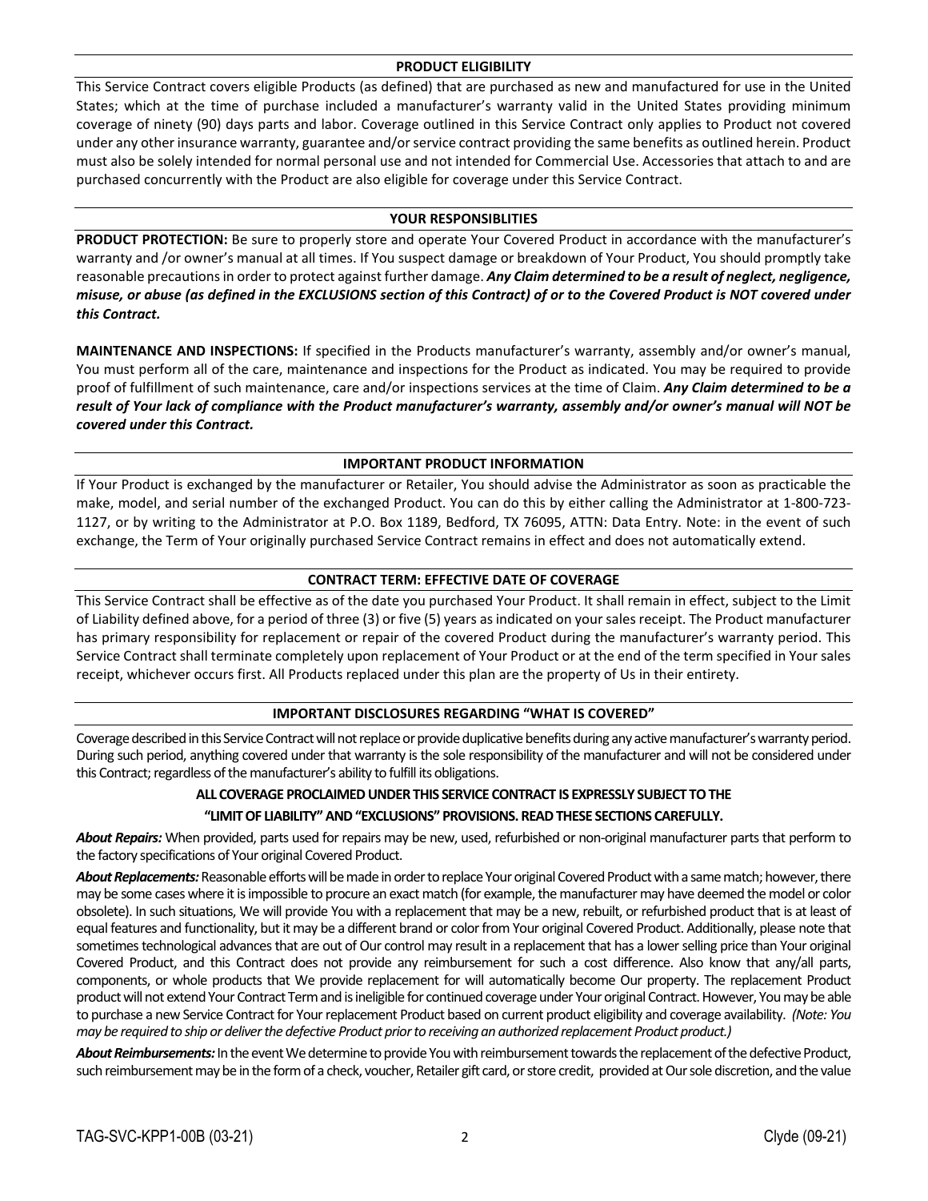## PRODUCT ELIGIBILITY

This Service Contract covers eligible Products (as defined) that are purchased as new and manufactured for use in the United States; which at the time of purchase included a manufacturer's warranty valid in the United States providing minimum coverage of ninety (90) days parts and labor. Coverage outlined in this Service Contract only applies to Product not covered under any other insurance warranty, guarantee and/or service contract providing the same benefits as outlined herein. Product must also be solely intended for normal personal use and not intended for Commercial Use. Accessories that attach to and are purchased concurrently with the Product are also eligible for coverage under this Service Contract.

## YOUR RESPONSIBLITIES

**PRODUCT PROTECTION:** Be sure to properly store and operate Your Covered Product in accordance with the manufacturer's warranty and /or owner's manual at all times. If You suspect damage or breakdown of Your Product, You should promptly take reasonable precautions in order to protect against further damage. ***Any Claim determined to be a result of neglect, negligence, misuse, or abuse (as defined in the EXCLUSIONS section of this Contract) of or to the Covered Product is NOT covered under this Contract.***

**MAINTENANCE AND INSPECTIONS:** If specified in the Products manufacturer's warranty, assembly and/or owner's manual, You must perform all of the care, maintenance and inspections for the Product as indicated. You may be required to provide proof of fulfillment of such maintenance, care and/or inspections services at the time of Claim. ***Any Claim determined to be a result of Your lack of compliance with the Product manufacturer's warranty, assembly and/or owner's manual will NOT be covered under this Contract.***

## IMPORTANT PRODUCT INFORMATION

If Your Product is exchanged by the manufacturer or Retailer, You should advise the Administrator as soon as practicable the make, model, and serial number of the exchanged Product. You can do this by either calling the Administrator at 1-800-723-1127, or by writing to the Administrator at P.O. Box 1189, Bedford, TX 76095, ATTN: Data Entry. Note: in the event of such exchange, the Term of Your originally purchased Service Contract remains in effect and does not automatically extend.

## CONTRACT TERM: EFFECTIVE DATE OF COVERAGE

This Service Contract shall be effective as of the date you purchased Your Product. It shall remain in effect, subject to the Limit of Liability defined above, for a period of three (3) or five (5) years as indicated on your sales receipt. The Product manufacturer has primary responsibility for replacement or repair of the covered Product during the manufacturer's warranty period. This Service Contract shall terminate completely upon replacement of Your Product or at the end of the term specified in Your sales receipt, whichever occurs first. All Products replaced under this plan are the property of Us in their entirety.

## IMPORTANT DISCLOSURES REGARDING "WHAT IS COVERED"

Coverage described in this Service Contract will not replace or provide duplicative benefits during any active manufacturer's warranty period. During such period, anything covered under that warranty is the sole responsibility of the manufacturer and will not be considered under this Contract; regardless of the manufacturer's ability to fulfill its obligations.

**ALL COVERAGE PROCLAIMED UNDER THIS SERVICE CONTRACT IS EXPRESSLY SUBJECT TO THE "LIMIT OF LIABILITY" AND "EXCLUSIONS" PROVISIONS. READ THESE SECTIONS CAREFULLY.**

***About Repairs:*** When provided, parts used for repairs may be new, used, refurbished or non-original manufacturer parts that perform to the factory specifications of Your original Covered Product.

***About Replacements:*** Reasonable efforts will be made in order to replace Your original Covered Product with a same match; however, there may be some cases where it is impossible to procure an exact match (for example, the manufacturer may have deemed the model or color obsolete). In such situations, We will provide You with a replacement that may be a new, rebuilt, or refurbished product that is at least of equal features and functionality, but it may be a different brand or color from Your original Covered Product. Additionally, please note that sometimes technological advances that are out of Our control may result in a replacement that has a lower selling price than Your original Covered Product, and this Contract does not provide any reimbursement for such a cost difference. Also know that any/all parts, components, or whole products that We provide replacement for will automatically become Our property. The replacement Product product will not extend Your Contract Term and is ineligible for continued coverage under Your original Contract. However, You may be able to purchase a new Service Contract for Your replacement Product based on current product eligibility and coverage availability. *(Note: You may be required to ship or deliver the defective Product prior to receiving an authorized replacement Product product.)*

***About Reimbursements:*** In the event We determine to provide You with reimbursement towards the replacement of the defective Product, such reimbursement may be in the form of a check, voucher, Retailer gift card, or store credit, provided at Our sole discretion, and the value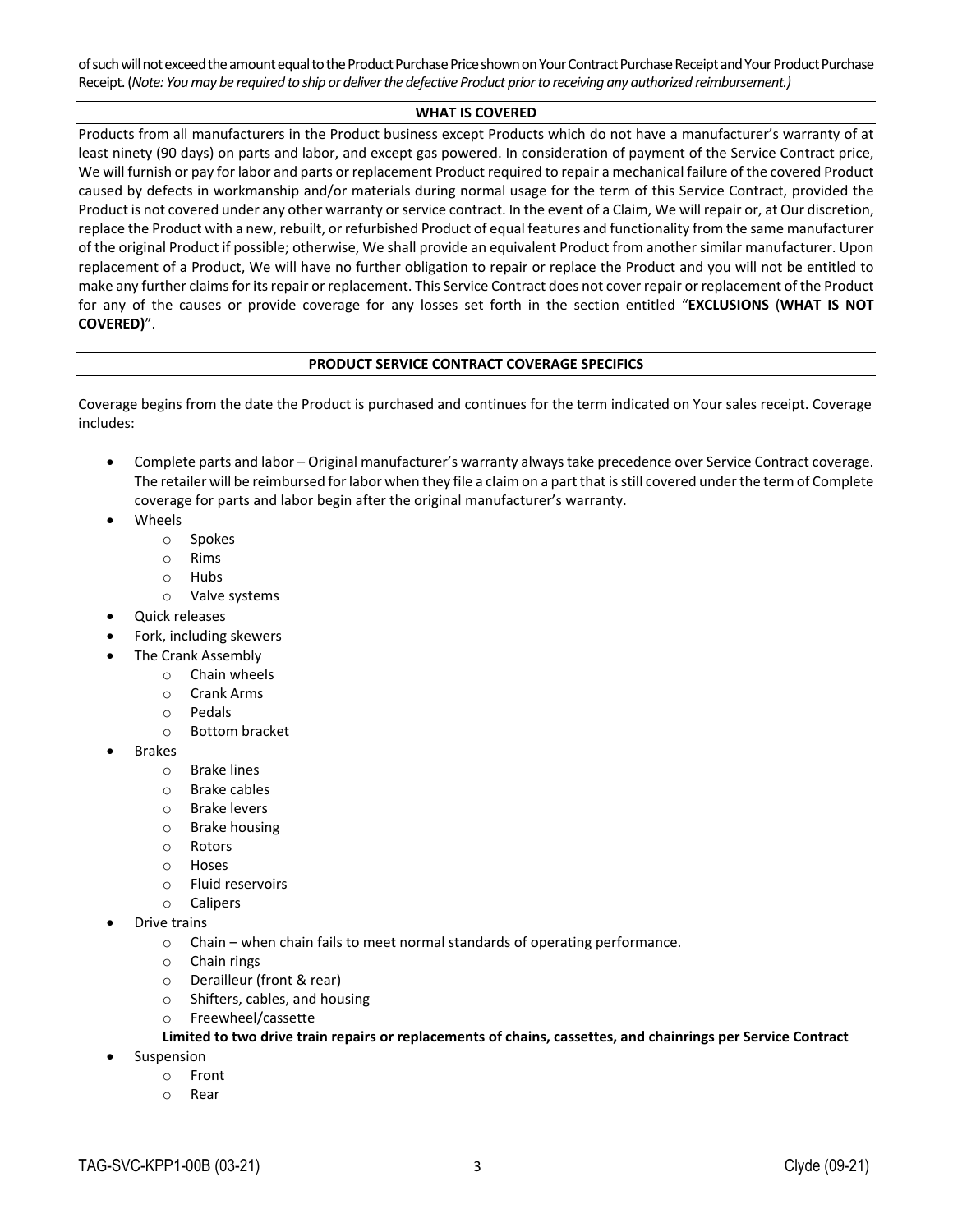of such will not exceed the amount equal to the Product Purchase Price shown on Your Contract Purchase Receipt and Your Product Purchase Receipt. (*Note: You may be required to ship or deliver the defective Product prior to receiving any authorized reimbursement.)*

## WHAT IS COVERED

Products from all manufacturers in the Product business except Products which do not have a manufacturer's warranty of at least ninety (90 days) on parts and labor, and except gas powered. In consideration of payment of the Service Contract price, We will furnish or pay for labor and parts or replacement Product required to repair a mechanical failure of the covered Product caused by defects in workmanship and/or materials during normal usage for the term of this Service Contract, provided the Product is not covered under any other warranty or service contract. In the event of a Claim, We will repair or, at Our discretion, replace the Product with a new, rebuilt, or refurbished Product of equal features and functionality from the same manufacturer of the original Product if possible; otherwise, We shall provide an equivalent Product from another similar manufacturer. Upon replacement of a Product, We will have no further obligation to repair or replace the Product and you will not be entitled to make any further claims for its repair or replacement. This Service Contract does not cover repair or replacement of the Product for any of the causes or provide coverage for any losses set forth in the section entitled "**EXCLUSIONS** (**WHAT IS NOT COVERED)**".

## PRODUCT SERVICE CONTRACT COVERAGE SPECIFICS

Coverage begins from the date the Product is purchased and continues for the term indicated on Your sales receipt. Coverage includes:

- Complete parts and labor – Original manufacturer's warranty always take precedence over Service Contract coverage. The retailer will be reimbursed for labor when they file a claim on a part that is still covered under the term of Complete coverage for parts and labor begin after the original manufacturer's warranty.
- Wheels
    - Spokes
    - Rims
    - Hubs
    - Valve systems
- Quick releases
- Fork, including skewers
- The Crank Assembly
    - Chain wheels
    - Crank Arms
    - Pedals
    - Bottom bracket
- Brakes
    - Brake lines
    - Brake cables
    - Brake levers
    - Brake housing
    - Rotors
    - Hoses
    - Fluid reservoirs
    - Calipers
- Drive trains
    - Chain – when chain fails to meet normal standards of operating performance.
    - Chain rings
    - Derailleur (front & rear)
    - Shifters, cables, and housing
    - Freewheel/cassette

  **Limited to two drive train repairs or replacements of chains, cassettes, and chainrings per Service Contract**
- Suspension
    - Front
    - Rear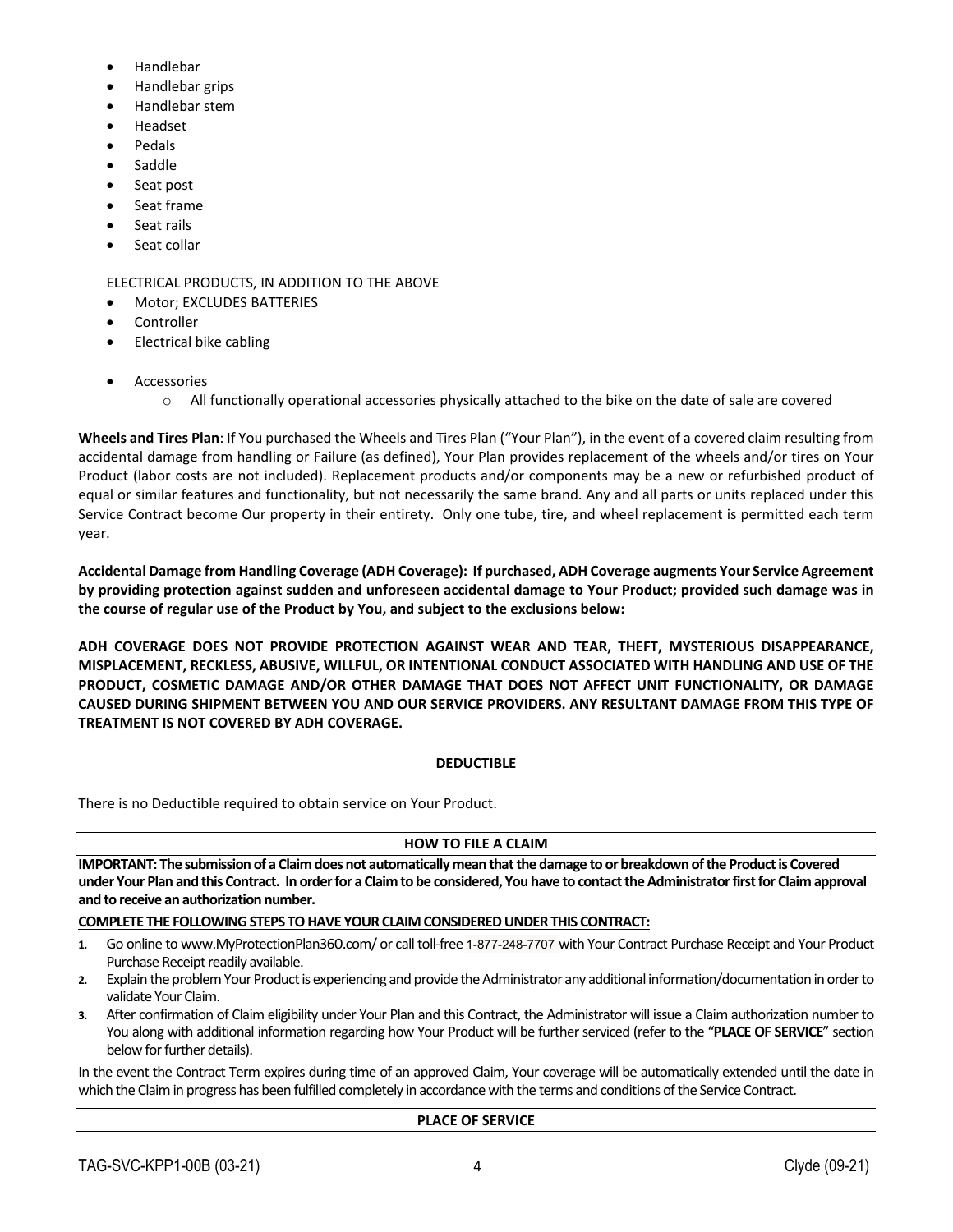- Handlebar
- Handlebar grips
- Handlebar stem
- Headset
- Pedals
- Saddle
- Seat post
- Seat frame
- Seat rails
- Seat collar

ELECTRICAL PRODUCTS, IN ADDITION TO THE ABOVE

- Motor; EXCLUDES BATTERIES
- Controller
- Electrical bike cabling

- Accessories
  - All functionally operational accessories physically attached to the bike on the date of sale are covered

**Wheels and Tires Plan**: If You purchased the Wheels and Tires Plan ("Your Plan"), in the event of a covered claim resulting from accidental damage from handling or Failure (as defined), Your Plan provides replacement of the wheels and/or tires on Your Product (labor costs are not included). Replacement products and/or components may be a new or refurbished product of equal or similar features and functionality, but not necessarily the same brand. Any and all parts or units replaced under this Service Contract become Our property in their entirety. Only one tube, tire, and wheel replacement is permitted each term year.

**Accidental Damage from Handling Coverage (ADH Coverage): If purchased, ADH Coverage augments Your Service Agreement by providing protection against sudden and unforeseen accidental damage to Your Product; provided such damage was in the course of regular use of the Product by You, and subject to the exclusions below:**

**ADH COVERAGE DOES NOT PROVIDE PROTECTION AGAINST WEAR AND TEAR, THEFT, MYSTERIOUS DISAPPEARANCE, MISPLACEMENT, RECKLESS, ABUSIVE, WILLFUL, OR INTENTIONAL CONDUCT ASSOCIATED WITH HANDLING AND USE OF THE PRODUCT, COSMETIC DAMAGE AND/OR OTHER DAMAGE THAT DOES NOT AFFECT UNIT FUNCTIONALITY, OR DAMAGE CAUSED DURING SHIPMENT BETWEEN YOU AND OUR SERVICE PROVIDERS. ANY RESULTANT DAMAGE FROM THIS TYPE OF TREATMENT IS NOT COVERED BY ADH COVERAGE.**

## DEDUCTIBLE

There is no Deductible required to obtain service on Your Product.

## HOW TO FILE A CLAIM

**IMPORTANT: The submission of a Claim does not automatically mean that the damage to or breakdown of the Product is Covered under Your Plan and this Contract. In order for a Claim to be considered, You have to contact the Administrator first for Claim approval and to receive an authorization number.**

**COMPLETE THE FOLLOWING STEPS TO HAVE YOUR CLAIM CONSIDERED UNDER THIS CONTRACT:**

1. Go online to www.MyProtectionPlan360.com/ or call toll-free 1-877-248-7707 with Your Contract Purchase Receipt and Your Product Purchase Receipt readily available.
2. Explain the problem Your Product is experiencing and provide the Administrator any additional information/documentation in order to validate Your Claim.
3. After confirmation of Claim eligibility under Your Plan and this Contract, the Administrator will issue a Claim authorization number to You along with additional information regarding how Your Product will be further serviced (refer to the "**PLACE OF SERVICE**" section below for further details).

In the event the Contract Term expires during time of an approved Claim, Your coverage will be automatically extended until the date in which the Claim in progress has been fulfilled completely in accordance with the terms and conditions of the Service Contract.

## PLACE OF SERVICE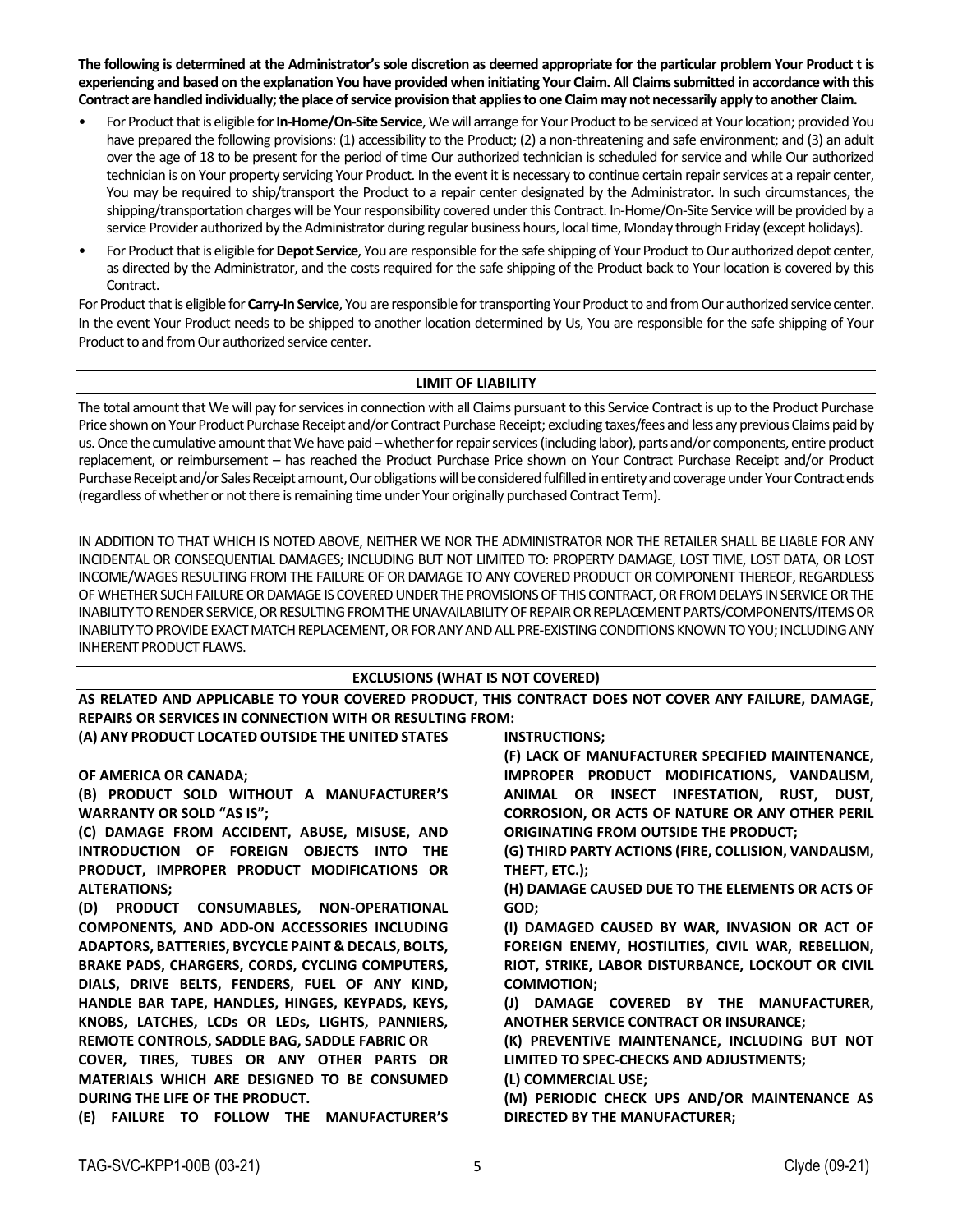**The following is determined at the Administrator's sole discretion as deemed appropriate for the particular problem Your Product t is experiencing and based on the explanation You have provided when initiating Your Claim. All Claims submitted in accordance with this Contract are handled individually; the place of service provision that applies to one Claim may not necessarily apply to another Claim.**

- For Product that is eligible for **In-Home/On-Site Service**, We will arrange for Your Product to be serviced at Your location; provided You have prepared the following provisions: (1) accessibility to the Product; (2) a non-threatening and safe environment; and (3) an adult over the age of 18 to be present for the period of time Our authorized technician is scheduled for service and while Our authorized technician is on Your property servicing Your Product. In the event it is necessary to continue certain repair services at a repair center, You may be required to ship/transport the Product to a repair center designated by the Administrator. In such circumstances, the shipping/transportation charges will be Your responsibility covered under this Contract. In-Home/On-Site Service will be provided by a service Provider authorized by the Administrator during regular business hours, local time, Monday through Friday (except holidays).
- For Product that is eligible for **Depot Service**, You are responsible for the safe shipping of Your Product to Our authorized depot center, as directed by the Administrator, and the costs required for the safe shipping of the Product back to Your location is covered by this Contract.

For Product that is eligible for **Carry-In Service**, You are responsible for transporting Your Product to and from Our authorized service center. In the event Your Product needs to be shipped to another location determined by Us, You are responsible for the safe shipping of Your Product to and from Our authorized service center.

## LIMIT OF LIABILITY

The total amount that We will pay for services in connection with all Claims pursuant to this Service Contract is up to the Product Purchase Price shown on Your Product Purchase Receipt and/or Contract Purchase Receipt; excluding taxes/fees and less any previous Claims paid by us. Once the cumulative amount that We have paid – whether for repair services (including labor), parts and/or components, entire product replacement, or reimbursement – has reached the Product Purchase Price shown on Your Contract Purchase Receipt and/or Product Purchase Receipt and/or Sales Receipt amount, Our obligations will be considered fulfilled in entirety and coverage under Your Contract ends (regardless of whether or not there is remaining time under Your originally purchased Contract Term).

IN ADDITION TO THAT WHICH IS NOTED ABOVE, NEITHER WE NOR THE ADMINISTRATOR NOR THE RETAILER SHALL BE LIABLE FOR ANY INCIDENTAL OR CONSEQUENTIAL DAMAGES; INCLUDING BUT NOT LIMITED TO: PROPERTY DAMAGE, LOST TIME, LOST DATA, OR LOST INCOME/WAGES RESULTING FROM THE FAILURE OF OR DAMAGE TO ANY COVERED PRODUCT OR COMPONENT THEREOF, REGARDLESS OF WHETHER SUCH FAILURE OR DAMAGE IS COVERED UNDER THE PROVISIONS OF THIS CONTRACT, OR FROM DELAYS IN SERVICE OR THE INABILITY TO RENDER SERVICE, OR RESULTING FROM THE UNAVAILABILITY OF REPAIR OR REPLACEMENT PARTS/COMPONENTS/ITEMS OR INABILITY TO PROVIDE EXACT MATCH REPLACEMENT, OR FOR ANY AND ALL PRE-EXISTING CONDITIONS KNOWN TO YOU; INCLUDING ANY INHERENT PRODUCT FLAWS.

## EXCLUSIONS (WHAT IS NOT COVERED)

**AS RELATED AND APPLICABLE TO YOUR COVERED PRODUCT, THIS CONTRACT DOES NOT COVER ANY FAILURE, DAMAGE, REPAIRS OR SERVICES IN CONNECTION WITH OR RESULTING FROM:**

**(A) ANY PRODUCT LOCATED OUTSIDE THE UNITED STATES OF AMERICA OR CANADA;**

**(B) PRODUCT SOLD WITHOUT A MANUFACTURER'S WARRANTY OR SOLD "AS IS";**

**(C) DAMAGE FROM ACCIDENT, ABUSE, MISUSE, AND INTRODUCTION OF FOREIGN OBJECTS INTO THE PRODUCT, IMPROPER PRODUCT MODIFICATIONS OR ALTERATIONS;**

**(D) PRODUCT CONSUMABLES, NON-OPERATIONAL COMPONENTS, AND ADD-ON ACCESSORIES INCLUDING ADAPTORS, BATTERIES, BYCYCLE PAINT & DECALS, BOLTS, BRAKE PADS, CHARGERS, CORDS, CYCLING COMPUTERS, DIALS, DRIVE BELTS, FENDERS, FUEL OF ANY KIND, HANDLE BAR TAPE, HANDLES, HINGES, KEYPADS, KEYS, KNOBS, LATCHES, LCDs OR LEDs, LIGHTS, PANNIERS, REMOTE CONTROLS, SADDLE BAG, SADDLE FABRIC OR COVER, TIRES, TUBES OR ANY OTHER PARTS OR MATERIALS WHICH ARE DESIGNED TO BE CONSUMED DURING THE LIFE OF THE PRODUCT.**

**(E) FAILURE TO FOLLOW THE MANUFACTURER'S INSTRUCTIONS;**

**(F) LACK OF MANUFACTURER SPECIFIED MAINTENANCE, IMPROPER PRODUCT MODIFICATIONS, VANDALISM, ANIMAL OR INSECT INFESTATION, RUST, DUST, CORROSION, OR ACTS OF NATURE OR ANY OTHER PERIL ORIGINATING FROM OUTSIDE THE PRODUCT;**

**(G) THIRD PARTY ACTIONS (FIRE, COLLISION, VANDALISM, THEFT, ETC.);**

**(H) DAMAGE CAUSED DUE TO THE ELEMENTS OR ACTS OF GOD;**

**(I) DAMAGED CAUSED BY WAR, INVASION OR ACT OF FOREIGN ENEMY, HOSTILITIES, CIVIL WAR, REBELLION, RIOT, STRIKE, LABOR DISTURBANCE, LOCKOUT OR CIVIL COMMOTION;**

**(J) DAMAGE COVERED BY THE MANUFACTURER, ANOTHER SERVICE CONTRACT OR INSURANCE;**

**(K) PREVENTIVE MAINTENANCE, INCLUDING BUT NOT LIMITED TO SPEC-CHECKS AND ADJUSTMENTS;**

**(L) COMMERCIAL USE;**

**(M) PERIODIC CHECK UPS AND/OR MAINTENANCE AS DIRECTED BY THE MANUFACTURER;**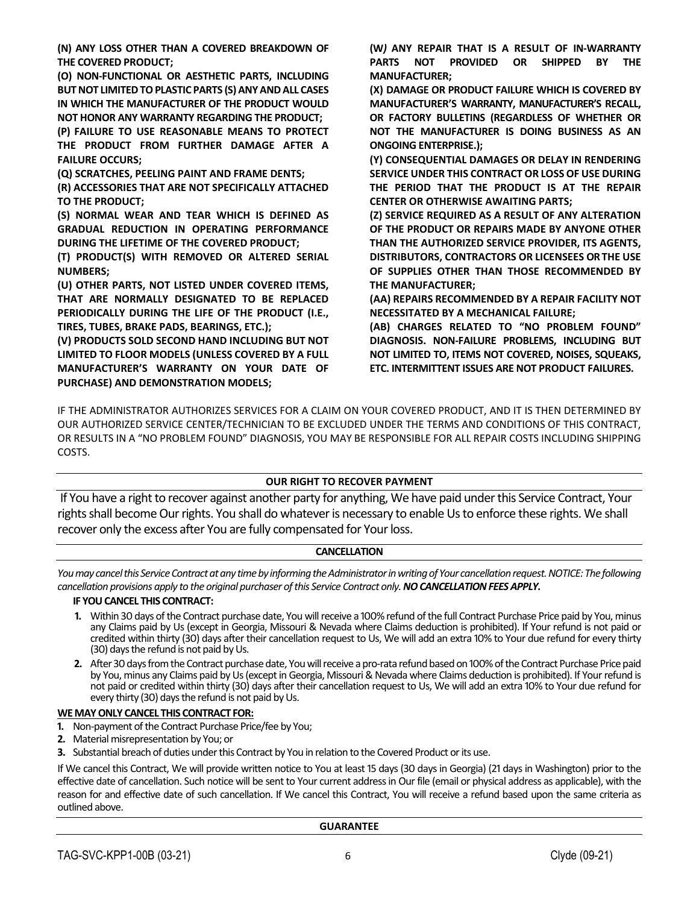**(N) ANY LOSS OTHER THAN A COVERED BREAKDOWN OF THE COVERED PRODUCT;**

**(O) NON-FUNCTIONAL OR AESTHETIC PARTS, INCLUDING BUT NOT LIMITED TO PLASTIC PARTS (S) ANY AND ALL CASES IN WHICH THE MANUFACTURER OF THE PRODUCT WOULD NOT HONOR ANY WARRANTY REGARDING THE PRODUCT;**

**(P) FAILURE TO USE REASONABLE MEANS TO PROTECT THE PRODUCT FROM FURTHER DAMAGE AFTER A FAILURE OCCURS;**

**(Q) SCRATCHES, PEELING PAINT AND FRAME DENTS;**

**(R) ACCESSORIES THAT ARE NOT SPECIFICALLY ATTACHED TO THE PRODUCT;**

**(S) NORMAL WEAR AND TEAR WHICH IS DEFINED AS GRADUAL REDUCTION IN OPERATING PERFORMANCE DURING THE LIFETIME OF THE COVERED PRODUCT;**

**(T) PRODUCT(S) WITH REMOVED OR ALTERED SERIAL NUMBERS;**

**(U) OTHER PARTS, NOT LISTED UNDER COVERED ITEMS, THAT ARE NORMALLY DESIGNATED TO BE REPLACED PERIODICALLY DURING THE LIFE OF THE PRODUCT (I.E., TIRES, TUBES, BRAKE PADS, BEARINGS, ETC.);**

**(V) PRODUCTS SOLD SECOND HAND INCLUDING BUT NOT LIMITED TO FLOOR MODELS (UNLESS COVERED BY A FULL MANUFACTURER'S WARRANTY ON YOUR DATE OF PURCHASE) AND DEMONSTRATION MODELS;**

**(W) ANY REPAIR THAT IS A RESULT OF IN-WARRANTY PARTS NOT PROVIDED OR SHIPPED BY THE MANUFACTURER;**

**(X) DAMAGE OR PRODUCT FAILURE WHICH IS COVERED BY MANUFACTURER'S WARRANTY, MANUFACTURER'S RECALL, OR FACTORY BULLETINS (REGARDLESS OF WHETHER OR NOT THE MANUFACTURER IS DOING BUSINESS AS AN ONGOING ENTERPRISE.);**

**(Y) CONSEQUENTIAL DAMAGES OR DELAY IN RENDERING SERVICE UNDER THIS CONTRACT OR LOSS OF USE DURING THE PERIOD THAT THE PRODUCT IS AT THE REPAIR CENTER OR OTHERWISE AWAITING PARTS;**

**(Z) SERVICE REQUIRED AS A RESULT OF ANY ALTERATION OF THE PRODUCT OR REPAIRS MADE BY ANYONE OTHER THAN THE AUTHORIZED SERVICE PROVIDER, ITS AGENTS, DISTRIBUTORS, CONTRACTORS OR LICENSEES OR THE USE OF SUPPLIES OTHER THAN THOSE RECOMMENDED BY THE MANUFACTURER;**

**(AA) REPAIRS RECOMMENDED BY A REPAIR FACILITY NOT NECESSITATED BY A MECHANICAL FAILURE;**

**(AB) CHARGES RELATED TO "NO PROBLEM FOUND" DIAGNOSIS. NON-FAILURE PROBLEMS, INCLUDING BUT NOT LIMITED TO, ITEMS NOT COVERED, NOISES, SQUEAKS, ETC. INTERMITTENT ISSUES ARE NOT PRODUCT FAILURES.**

IF THE ADMINISTRATOR AUTHORIZES SERVICES FOR A CLAIM ON YOUR COVERED PRODUCT, AND IT IS THEN DETERMINED BY OUR AUTHORIZED SERVICE CENTER/TECHNICIAN TO BE EXCLUDED UNDER THE TERMS AND CONDITIONS OF THIS CONTRACT, OR RESULTS IN A "NO PROBLEM FOUND" DIAGNOSIS, YOU MAY BE RESPONSIBLE FOR ALL REPAIR COSTS INCLUDING SHIPPING COSTS.

## OUR RIGHT TO RECOVER PAYMENT

If You have a right to recover against another party for anything, We have paid under this Service Contract, Your rights shall become Our rights. You shall do whatever is necessary to enable Us to enforce these rights. We shall recover only the excess after You are fully compensated for Your loss.

## CANCELLATION

*You may cancel this Service Contract at any time by informing the Administrator in writing of Your cancellation request. NOTICE: The following cancellation provisions apply to the original purchaser of this Service Contract only.* ***NO CANCELLATION FEES APPLY.***

**IF YOU CANCEL THIS CONTRACT:**

1. Within 30 days of the Contract purchase date, You will receive a 100% refund of the full Contract Purchase Price paid by You, minus any Claims paid by Us (except in Georgia, Missouri & Nevada where Claims deduction is prohibited). If Your refund is not paid or credited within thirty (30) days after their cancellation request to Us, We will add an extra 10% to Your due refund for every thirty (30) days the refund is not paid by Us.
2. After 30 days from the Contract purchase date, You will receive a pro-rata refund based on 100% of the Contract Purchase Price paid by You, minus any Claims paid by Us (except in Georgia, Missouri & Nevada where Claims deduction is prohibited). If Your refund is not paid or credited within thirty (30) days after their cancellation request to Us, We will add an extra 10% to Your due refund for every thirty (30) days the refund is not paid by Us.

**WE MAY ONLY CANCEL THIS CONTRACT FOR:**

1. Non-payment of the Contract Purchase Price/fee by You;
2. Material misrepresentation by You; or
3. Substantial breach of duties under this Contract by You in relation to the Covered Product or its use.

If We cancel this Contract, We will provide written notice to You at least 15 days (30 days in Georgia) (21 days in Washington) prior to the effective date of cancellation. Such notice will be sent to Your current address in Our file (email or physical address as applicable), with the reason for and effective date of such cancellation. If We cancel this Contract, You will receive a refund based upon the same criteria as outlined above.

## GUARANTEE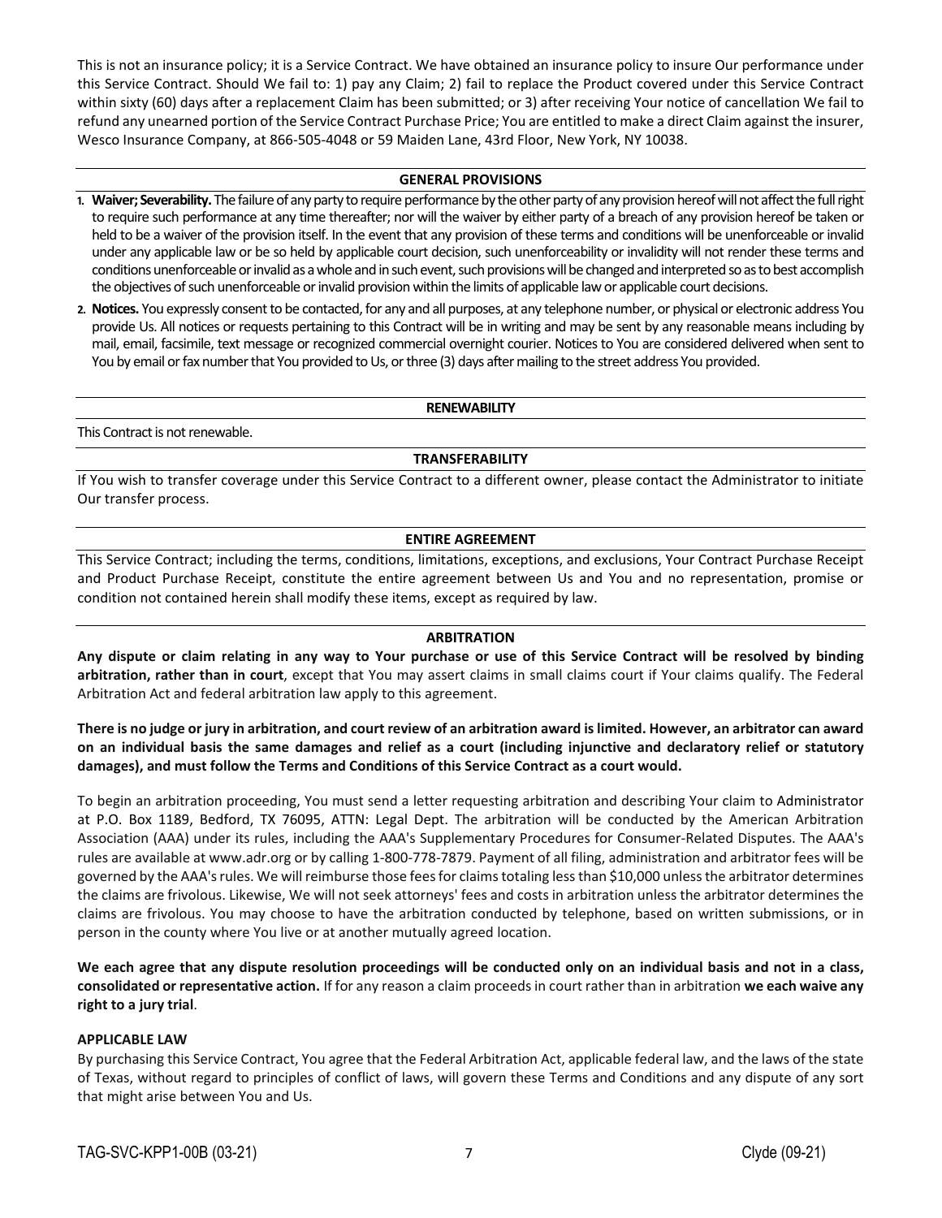This is not an insurance policy; it is a Service Contract. We have obtained an insurance policy to insure Our performance under this Service Contract. Should We fail to: 1) pay any Claim; 2) fail to replace the Product covered under this Service Contract within sixty (60) days after a replacement Claim has been submitted; or 3) after receiving Your notice of cancellation We fail to refund any unearned portion of the Service Contract Purchase Price; You are entitled to make a direct Claim against the insurer, Wesco Insurance Company, at 866-505-4048 or 59 Maiden Lane, 43rd Floor, New York, NY 10038.

## GENERAL PROVISIONS

1. **Waiver; Severability.** The failure of any party to require performance by the other party of any provision hereof will not affect the full right to require such performance at any time thereafter; nor will the waiver by either party of a breach of any provision hereof be taken or held to be a waiver of the provision itself. In the event that any provision of these terms and conditions will be unenforceable or invalid under any applicable law or be so held by applicable court decision, such unenforceability or invalidity will not render these terms and conditions unenforceable or invalid as a whole and in such event, such provisions will be changed and interpreted so as to best accomplish the objectives of such unenforceable or invalid provision within the limits of applicable law or applicable court decisions.
2. **Notices.** You expressly consent to be contacted, for any and all purposes, at any telephone number, or physical or electronic address You provide Us. All notices or requests pertaining to this Contract will be in writing and may be sent by any reasonable means including by mail, email, facsimile, text message or recognized commercial overnight courier. Notices to You are considered delivered when sent to You by email or fax number that You provided to Us, or three (3) days after mailing to the street address You provided.

## RENEWABILITY

This Contract is not renewable.

## TRANSFERABILITY

If You wish to transfer coverage under this Service Contract to a different owner, please contact the Administrator to initiate Our transfer process.

## ENTIRE AGREEMENT

This Service Contract; including the terms, conditions, limitations, exceptions, and exclusions, Your Contract Purchase Receipt and Product Purchase Receipt, constitute the entire agreement between Us and You and no representation, promise or condition not contained herein shall modify these items, except as required by law.

## ARBITRATION

**Any dispute or claim relating in any way to Your purchase or use of this Service Contract will be resolved by binding arbitration, rather than in court**, except that You may assert claims in small claims court if Your claims qualify. The Federal Arbitration Act and federal arbitration law apply to this agreement.

**There is no judge or jury in arbitration, and court review of an arbitration award is limited. However, an arbitrator can award on an individual basis the same damages and relief as a court (including injunctive and declaratory relief or statutory damages), and must follow the Terms and Conditions of this Service Contract as a court would.**

To begin an arbitration proceeding, You must send a letter requesting arbitration and describing Your claim to Administrator at P.O. Box 1189, Bedford, TX 76095, ATTN: Legal Dept. The arbitration will be conducted by the American Arbitration Association (AAA) under its rules, including the AAA's Supplementary Procedures for Consumer-Related Disputes. The AAA's rules are available at www.adr.org or by calling 1-800-778-7879. Payment of all filing, administration and arbitrator fees will be governed by the AAA's rules. We will reimburse those fees for claims totaling less than $10,000 unless the arbitrator determines the claims are frivolous. Likewise, We will not seek attorneys' fees and costs in arbitration unless the arbitrator determines the claims are frivolous. You may choose to have the arbitration conducted by telephone, based on written submissions, or in person in the county where You live or at another mutually agreed location.

**We each agree that any dispute resolution proceedings will be conducted only on an individual basis and not in a class, consolidated or representative action.** If for any reason a claim proceeds in court rather than in arbitration **we each waive any right to a jury trial**.

**APPLICABLE LAW**

By purchasing this Service Contract, You agree that the Federal Arbitration Act, applicable federal law, and the laws of the state of Texas, without regard to principles of conflict of laws, will govern these Terms and Conditions and any dispute of any sort that might arise between You and Us.

TAG-SVC-KPP1-00B (03-21) Clyde (09-21)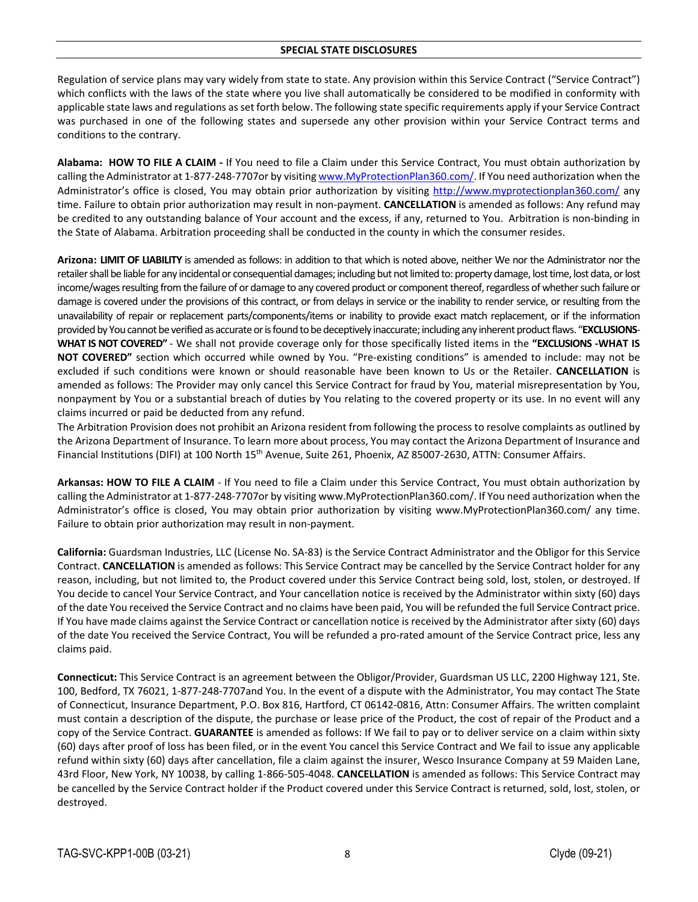## SPECIAL STATE DISCLOSURES

Regulation of service plans may vary widely from state to state. Any provision within this Service Contract ("Service Contract") which conflicts with the laws of the state where you live shall automatically be considered to be modified in conformity with applicable state laws and regulations as set forth below. The following state specific requirements apply if your Service Contract was purchased in one of the following states and supersede any other provision within your Service Contract terms and conditions to the contrary.

**Alabama: HOW TO FILE A CLAIM -** If You need to file a Claim under this Service Contract, You must obtain authorization by calling the Administrator at 1-877-248-7707or by visiting www.MyProtectionPlan360.com/. If You need authorization when the Administrator's office is closed, You may obtain prior authorization by visiting http://www.myprotectionplan360.com/ any time. Failure to obtain prior authorization may result in non-payment. **CANCELLATION** is amended as follows: Any refund may be credited to any outstanding balance of Your account and the excess, if any, returned to You. Arbitration is non-binding in the State of Alabama. Arbitration proceeding shall be conducted in the county in which the consumer resides.

**Arizona: LIMIT OF LIABILITY** is amended as follows: in addition to that which is noted above, neither We nor the Administrator nor the retailer shall be liable for any incidental or consequential damages; including but not limited to: property damage, lost time, lost data, or lost income/wages resulting from the failure of or damage to any covered product or component thereof, regardless of whether such failure or damage is covered under the provisions of this contract, or from delays in service or the inability to render service, or resulting from the unavailability of repair or replacement parts/components/items or inability to provide exact match replacement, or if the information provided by You cannot be verified as accurate or is found to be deceptively inaccurate; including any inherent product flaws. "**EXCLUSIONS-WHAT IS NOT COVERED"** - We shall not provide coverage only for those specifically listed items in the **"EXCLUSIONS -WHAT IS NOT COVERED"** section which occurred while owned by You. "Pre-existing conditions" is amended to include: may not be excluded if such conditions were known or should reasonable have been known to Us or the Retailer. **CANCELLATION** is amended as follows: The Provider may only cancel this Service Contract for fraud by You, material misrepresentation by You, nonpayment by You or a substantial breach of duties by You relating to the covered property or its use. In no event will any claims incurred or paid be deducted from any refund.

The Arbitration Provision does not prohibit an Arizona resident from following the process to resolve complaints as outlined by the Arizona Department of Insurance. To learn more about process, You may contact the Arizona Department of Insurance and Financial Institutions (DIFI) at 100 North 15th Avenue, Suite 261, Phoenix, AZ 85007-2630, ATTN: Consumer Affairs.

**Arkansas: HOW TO FILE A CLAIM** - If You need to file a Claim under this Service Contract, You must obtain authorization by calling the Administrator at 1-877-248-7707or by visiting www.MyProtectionPlan360.com/. If You need authorization when the Administrator's office is closed, You may obtain prior authorization by visiting www.MyProtectionPlan360.com/ any time. Failure to obtain prior authorization may result in non-payment.

**California:** Guardsman Industries, LLC (License No. SA-83) is the Service Contract Administrator and the Obligor for this Service Contract. **CANCELLATION** is amended as follows: This Service Contract may be cancelled by the Service Contract holder for any reason, including, but not limited to, the Product covered under this Service Contract being sold, lost, stolen, or destroyed. If You decide to cancel Your Service Contract, and Your cancellation notice is received by the Administrator within sixty (60) days of the date You received the Service Contract and no claims have been paid, You will be refunded the full Service Contract price. If You have made claims against the Service Contract or cancellation notice is received by the Administrator after sixty (60) days of the date You received the Service Contract, You will be refunded a pro-rated amount of the Service Contract price, less any claims paid.

**Connecticut:** This Service Contract is an agreement between the Obligor/Provider, Guardsman US LLC, 2200 Highway 121, Ste. 100, Bedford, TX 76021, 1-877-248-7707and You. In the event of a dispute with the Administrator, You may contact The State of Connecticut, Insurance Department, P.O. Box 816, Hartford, CT 06142-0816, Attn: Consumer Affairs. The written complaint must contain a description of the dispute, the purchase or lease price of the Product, the cost of repair of the Product and a copy of the Service Contract. **GUARANTEE** is amended as follows: If We fail to pay or to deliver service on a claim within sixty (60) days after proof of loss has been filed, or in the event You cancel this Service Contract and We fail to issue any applicable refund within sixty (60) days after cancellation, file a claim against the insurer, Wesco Insurance Company at 59 Maiden Lane, 43rd Floor, New York, NY 10038, by calling 1-866-505-4048. **CANCELLATION** is amended as follows: This Service Contract may be cancelled by the Service Contract holder if the Product covered under this Service Contract is returned, sold, lost, stolen, or destroyed.

TAG-SVC-KPP1-00B (03-21) Clyde (09-21)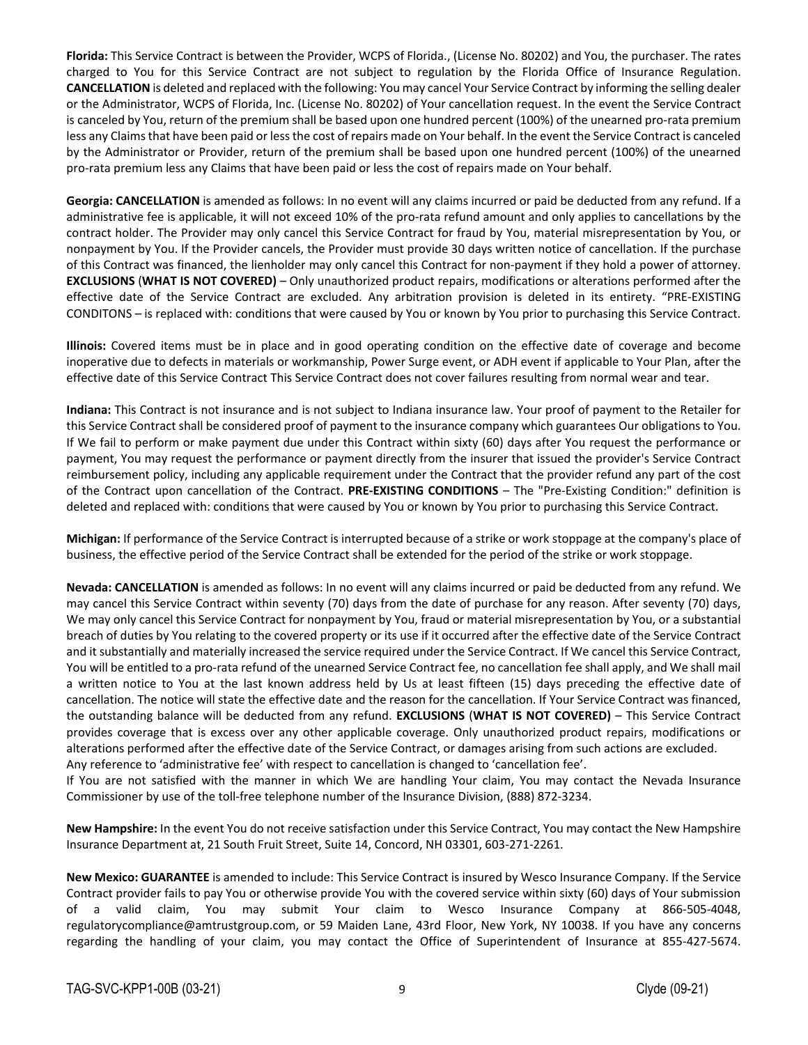**Florida:** This Service Contract is between the Provider, WCPS of Florida., (License No. 80202) and You, the purchaser. The rates charged to You for this Service Contract are not subject to regulation by the Florida Office of Insurance Regulation. **CANCELLATION** is deleted and replaced with the following: You may cancel Your Service Contract by informing the selling dealer or the Administrator, WCPS of Florida, Inc. (License No. 80202) of Your cancellation request. In the event the Service Contract is canceled by You, return of the premium shall be based upon one hundred percent (100%) of the unearned pro-rata premium less any Claims that have been paid or less the cost of repairs made on Your behalf. In the event the Service Contract is canceled by the Administrator or Provider, return of the premium shall be based upon one hundred percent (100%) of the unearned pro-rata premium less any Claims that have been paid or less the cost of repairs made on Your behalf.

**Georgia: CANCELLATION** is amended as follows: In no event will any claims incurred or paid be deducted from any refund. If a administrative fee is applicable, it will not exceed 10% of the pro-rata refund amount and only applies to cancellations by the contract holder. The Provider may only cancel this Service Contract for fraud by You, material misrepresentation by You, or nonpayment by You. If the Provider cancels, the Provider must provide 30 days written notice of cancellation. If the purchase of this Contract was financed, the lienholder may only cancel this Contract for non-payment if they hold a power of attorney. **EXCLUSIONS** (**WHAT IS NOT COVERED)** – Only unauthorized product repairs, modifications or alterations performed after the effective date of the Service Contract are excluded. Any arbitration provision is deleted in its entirety. "PRE-EXISTING CONDITONS – is replaced with: conditions that were caused by You or known by You prior to purchasing this Service Contract.

**Illinois:** Covered items must be in place and in good operating condition on the effective date of coverage and become inoperative due to defects in materials or workmanship, Power Surge event, or ADH event if applicable to Your Plan, after the effective date of this Service Contract This Service Contract does not cover failures resulting from normal wear and tear.

**Indiana:** This Contract is not insurance and is not subject to Indiana insurance law. Your proof of payment to the Retailer for this Service Contract shall be considered proof of payment to the insurance company which guarantees Our obligations to You. If We fail to perform or make payment due under this Contract within sixty (60) days after You request the performance or payment, You may request the performance or payment directly from the insurer that issued the provider's Service Contract reimbursement policy, including any applicable requirement under the Contract that the provider refund any part of the cost of the Contract upon cancellation of the Contract. **PRE-EXISTING CONDITIONS** – The "Pre-Existing Condition:" definition is deleted and replaced with: conditions that were caused by You or known by You prior to purchasing this Service Contract.

**Michigan:** If performance of the Service Contract is interrupted because of a strike or work stoppage at the company's place of business, the effective period of the Service Contract shall be extended for the period of the strike or work stoppage.

**Nevada: CANCELLATION** is amended as follows: In no event will any claims incurred or paid be deducted from any refund. We may cancel this Service Contract within seventy (70) days from the date of purchase for any reason. After seventy (70) days, We may only cancel this Service Contract for nonpayment by You, fraud or material misrepresentation by You, or a substantial breach of duties by You relating to the covered property or its use if it occurred after the effective date of the Service Contract and it substantially and materially increased the service required under the Service Contract. If We cancel this Service Contract, You will be entitled to a pro-rata refund of the unearned Service Contract fee, no cancellation fee shall apply, and We shall mail a written notice to You at the last known address held by Us at least fifteen (15) days preceding the effective date of cancellation. The notice will state the effective date and the reason for the cancellation. If Your Service Contract was financed, the outstanding balance will be deducted from any refund. **EXCLUSIONS** (**WHAT IS NOT COVERED)** – This Service Contract provides coverage that is excess over any other applicable coverage. Only unauthorized product repairs, modifications or alterations performed after the effective date of the Service Contract, or damages arising from such actions are excluded.
Any reference to 'administrative fee' with respect to cancellation is changed to 'cancellation fee'.
If You are not satisfied with the manner in which We are handling Your claim, You may contact the Nevada Insurance Commissioner by use of the toll-free telephone number of the Insurance Division, (888) 872-3234.

**New Hampshire:** In the event You do not receive satisfaction under this Service Contract, You may contact the New Hampshire Insurance Department at, 21 South Fruit Street, Suite 14, Concord, NH 03301, 603-271-2261.

**New Mexico: GUARANTEE** is amended to include: This Service Contract is insured by Wesco Insurance Company. If the Service Contract provider fails to pay You or otherwise provide You with the covered service within sixty (60) days of Your submission of a valid claim, You may submit Your claim to Wesco Insurance Company at 866-505-4048, regulatorycompliance@amtrustgroup.com, or 59 Maiden Lane, 43rd Floor, New York, NY 10038. If you have any concerns regarding the handling of your claim, you may contact the Office of Superintendent of Insurance at 855-427-5674.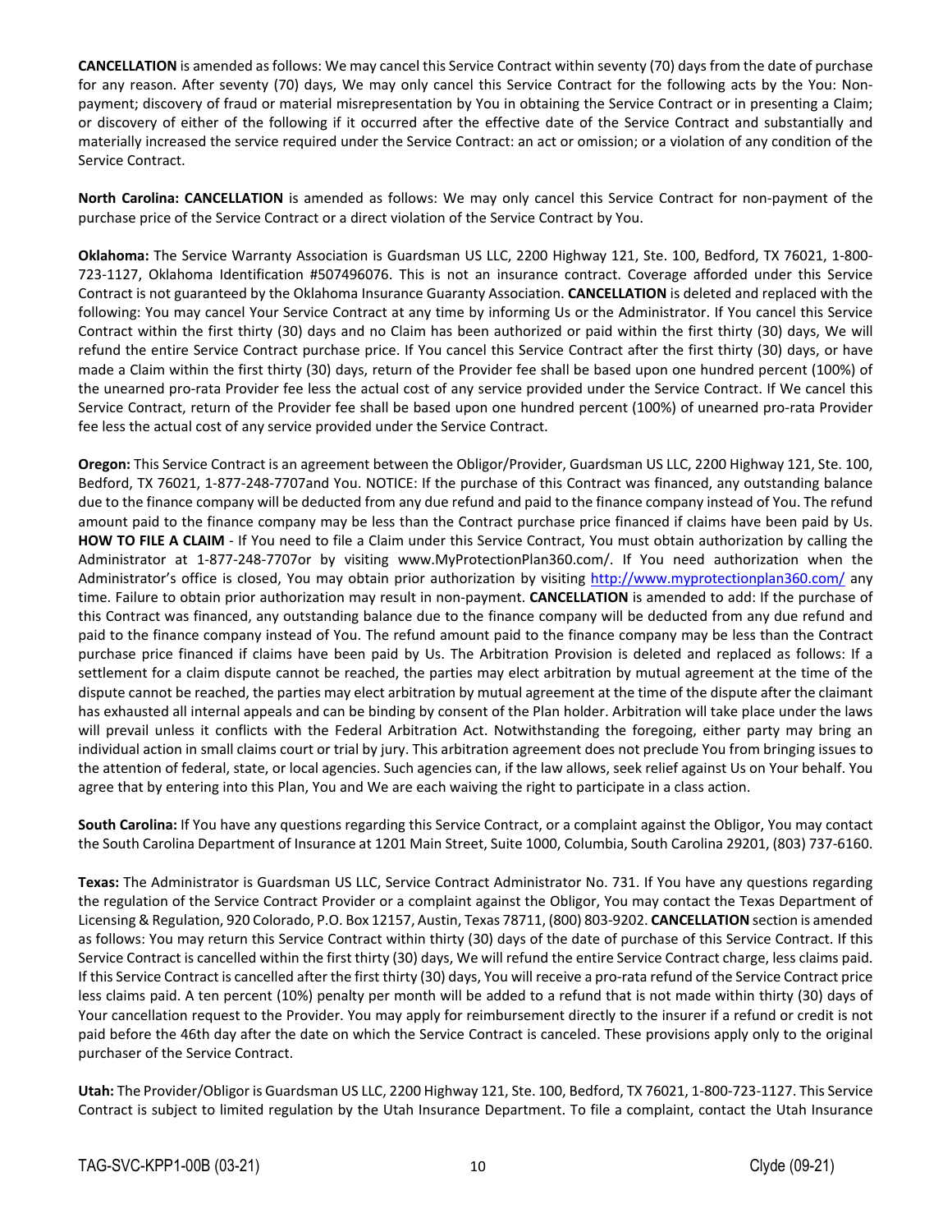**CANCELLATION** is amended as follows: We may cancel this Service Contract within seventy (70) days from the date of purchase for any reason. After seventy (70) days, We may only cancel this Service Contract for the following acts by the You: Non-payment; discovery of fraud or material misrepresentation by You in obtaining the Service Contract or in presenting a Claim; or discovery of either of the following if it occurred after the effective date of the Service Contract and substantially and materially increased the service required under the Service Contract: an act or omission; or a violation of any condition of the Service Contract.

**North Carolina: CANCELLATION** is amended as follows: We may only cancel this Service Contract for non-payment of the purchase price of the Service Contract or a direct violation of the Service Contract by You.

**Oklahoma:** The Service Warranty Association is Guardsman US LLC, 2200 Highway 121, Ste. 100, Bedford, TX 76021, 1-800-723-1127, Oklahoma Identification #507496076. This is not an insurance contract. Coverage afforded under this Service Contract is not guaranteed by the Oklahoma Insurance Guaranty Association. **CANCELLATION** is deleted and replaced with the following: You may cancel Your Service Contract at any time by informing Us or the Administrator. If You cancel this Service Contract within the first thirty (30) days and no Claim has been authorized or paid within the first thirty (30) days, We will refund the entire Service Contract purchase price. If You cancel this Service Contract after the first thirty (30) days, or have made a Claim within the first thirty (30) days, return of the Provider fee shall be based upon one hundred percent (100%) of the unearned pro-rata Provider fee less the actual cost of any service provided under the Service Contract. If We cancel this Service Contract, return of the Provider fee shall be based upon one hundred percent (100%) of unearned pro-rata Provider fee less the actual cost of any service provided under the Service Contract.

**Oregon:** This Service Contract is an agreement between the Obligor/Provider, Guardsman US LLC, 2200 Highway 121, Ste. 100, Bedford, TX 76021, 1-877-248-7707and You. NOTICE: If the purchase of this Contract was financed, any outstanding balance due to the finance company will be deducted from any due refund and paid to the finance company instead of You. The refund amount paid to the finance company may be less than the Contract purchase price financed if claims have been paid by Us. **HOW TO FILE A CLAIM** - If You need to file a Claim under this Service Contract, You must obtain authorization by calling the Administrator at 1-877-248-7707or by visiting www.MyProtectionPlan360.com/. If You need authorization when the Administrator's office is closed, You may obtain prior authorization by visiting http://www.myprotectionplan360.com/ any time. Failure to obtain prior authorization may result in non-payment. **CANCELLATION** is amended to add: If the purchase of this Contract was financed, any outstanding balance due to the finance company will be deducted from any due refund and paid to the finance company instead of You. The refund amount paid to the finance company may be less than the Contract purchase price financed if claims have been paid by Us. The Arbitration Provision is deleted and replaced as follows: If a settlement for a claim dispute cannot be reached, the parties may elect arbitration by mutual agreement at the time of the dispute cannot be reached, the parties may elect arbitration by mutual agreement at the time of the dispute after the claimant has exhausted all internal appeals and can be binding by consent of the Plan holder. Arbitration will take place under the laws will prevail unless it conflicts with the Federal Arbitration Act. Notwithstanding the foregoing, either party may bring an individual action in small claims court or trial by jury. This arbitration agreement does not preclude You from bringing issues to the attention of federal, state, or local agencies. Such agencies can, if the law allows, seek relief against Us on Your behalf. You agree that by entering into this Plan, You and We are each waiving the right to participate in a class action.

**South Carolina:** If You have any questions regarding this Service Contract, or a complaint against the Obligor, You may contact the South Carolina Department of Insurance at 1201 Main Street, Suite 1000, Columbia, South Carolina 29201, (803) 737-6160.

**Texas:** The Administrator is Guardsman US LLC, Service Contract Administrator No. 731. If You have any questions regarding the regulation of the Service Contract Provider or a complaint against the Obligor, You may contact the Texas Department of Licensing & Regulation, 920 Colorado, P.O. Box 12157, Austin, Texas 78711, (800) 803-9202. **CANCELLATION** section is amended as follows: You may return this Service Contract within thirty (30) days of the date of purchase of this Service Contract. If this Service Contract is cancelled within the first thirty (30) days, We will refund the entire Service Contract charge, less claims paid. If this Service Contract is cancelled after the first thirty (30) days, You will receive a pro-rata refund of the Service Contract price less claims paid. A ten percent (10%) penalty per month will be added to a refund that is not made within thirty (30) days of Your cancellation request to the Provider. You may apply for reimbursement directly to the insurer if a refund or credit is not paid before the 46th day after the date on which the Service Contract is canceled. These provisions apply only to the original purchaser of the Service Contract.

**Utah:** The Provider/Obligor is Guardsman US LLC, 2200 Highway 121, Ste. 100, Bedford, TX 76021, 1-800-723-1127. This Service Contract is subject to limited regulation by the Utah Insurance Department. To file a complaint, contact the Utah Insurance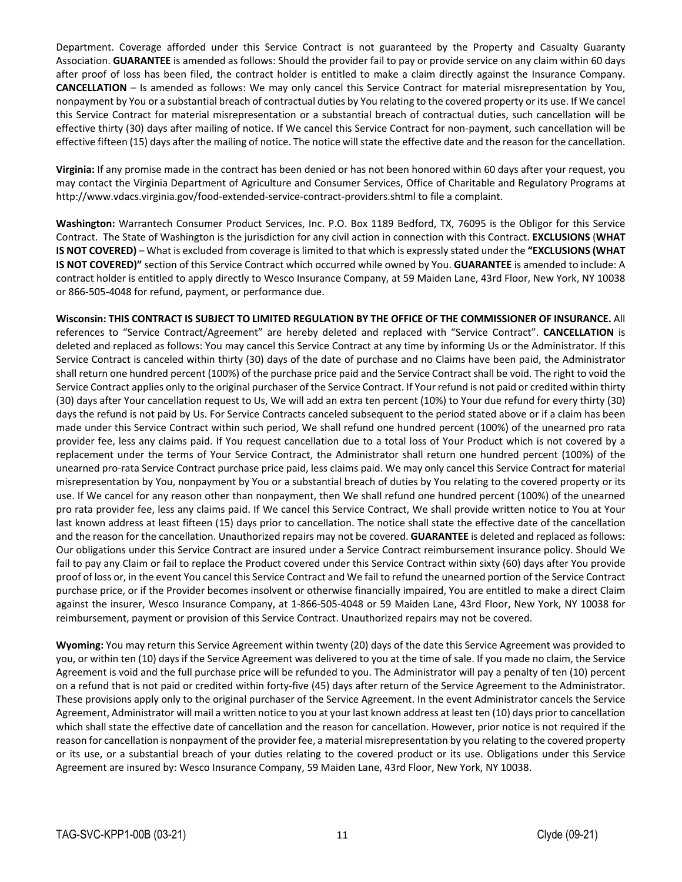Department. Coverage afforded under this Service Contract is not guaranteed by the Property and Casualty Guaranty Association. **GUARANTEE** is amended as follows: Should the provider fail to pay or provide service on any claim within 60 days after proof of loss has been filed, the contract holder is entitled to make a claim directly against the Insurance Company. **CANCELLATION** – Is amended as follows: We may only cancel this Service Contract for material misrepresentation by You, nonpayment by You or a substantial breach of contractual duties by You relating to the covered property or its use. If We cancel this Service Contract for material misrepresentation or a substantial breach of contractual duties, such cancellation will be effective thirty (30) days after mailing of notice. If We cancel this Service Contract for non-payment, such cancellation will be effective fifteen (15) days after the mailing of notice. The notice will state the effective date and the reason for the cancellation.

**Virginia:** If any promise made in the contract has been denied or has not been honored within 60 days after your request, you may contact the Virginia Department of Agriculture and Consumer Services, Office of Charitable and Regulatory Programs at http://www.vdacs.virginia.gov/food-extended-service-contract-providers.shtml to file a complaint.

**Washington:** Warrantech Consumer Product Services, Inc. P.O. Box 1189 Bedford, TX, 76095 is the Obligor for this Service Contract. The State of Washington is the jurisdiction for any civil action in connection with this Contract. **EXCLUSIONS** (**WHAT IS NOT COVERED)** – What is excluded from coverage is limited to that which is expressly stated under the **"EXCLUSIONS (WHAT IS NOT COVERED)"** section of this Service Contract which occurred while owned by You. **GUARANTEE** is amended to include: A contract holder is entitled to apply directly to Wesco Insurance Company, at 59 Maiden Lane, 43rd Floor, New York, NY 10038 or 866-505-4048 for refund, payment, or performance due.

**Wisconsin: THIS CONTRACT IS SUBJECT TO LIMITED REGULATION BY THE OFFICE OF THE COMMISSIONER OF INSURANCE.** All references to "Service Contract/Agreement" are hereby deleted and replaced with "Service Contract". **CANCELLATION** is deleted and replaced as follows: You may cancel this Service Contract at any time by informing Us or the Administrator. If this Service Contract is canceled within thirty (30) days of the date of purchase and no Claims have been paid, the Administrator shall return one hundred percent (100%) of the purchase price paid and the Service Contract shall be void. The right to void the Service Contract applies only to the original purchaser of the Service Contract. If Your refund is not paid or credited within thirty (30) days after Your cancellation request to Us, We will add an extra ten percent (10%) to Your due refund for every thirty (30) days the refund is not paid by Us. For Service Contracts canceled subsequent to the period stated above or if a claim has been made under this Service Contract within such period, We shall refund one hundred percent (100%) of the unearned pro rata provider fee, less any claims paid. If You request cancellation due to a total loss of Your Product which is not covered by a replacement under the terms of Your Service Contract, the Administrator shall return one hundred percent (100%) of the unearned pro-rata Service Contract purchase price paid, less claims paid. We may only cancel this Service Contract for material misrepresentation by You, nonpayment by You or a substantial breach of duties by You relating to the covered property or its use. If We cancel for any reason other than nonpayment, then We shall refund one hundred percent (100%) of the unearned pro rata provider fee, less any claims paid. If We cancel this Service Contract, We shall provide written notice to You at Your last known address at least fifteen (15) days prior to cancellation. The notice shall state the effective date of the cancellation and the reason for the cancellation. Unauthorized repairs may not be covered. **GUARANTEE** is deleted and replaced as follows: Our obligations under this Service Contract are insured under a Service Contract reimbursement insurance policy. Should We fail to pay any Claim or fail to replace the Product covered under this Service Contract within sixty (60) days after You provide proof of loss or, in the event You cancel this Service Contract and We fail to refund the unearned portion of the Service Contract purchase price, or if the Provider becomes insolvent or otherwise financially impaired, You are entitled to make a direct Claim against the insurer, Wesco Insurance Company, at 1-866-505-4048 or 59 Maiden Lane, 43rd Floor, New York, NY 10038 for reimbursement, payment or provision of this Service Contract. Unauthorized repairs may not be covered.

**Wyoming:** You may return this Service Agreement within twenty (20) days of the date this Service Agreement was provided to you, or within ten (10) days if the Service Agreement was delivered to you at the time of sale. If you made no claim, the Service Agreement is void and the full purchase price will be refunded to you. The Administrator will pay a penalty of ten (10) percent on a refund that is not paid or credited within forty-five (45) days after return of the Service Agreement to the Administrator. These provisions apply only to the original purchaser of the Service Agreement. In the event Administrator cancels the Service Agreement, Administrator will mail a written notice to you at your last known address at least ten (10) days prior to cancellation which shall state the effective date of cancellation and the reason for cancellation. However, prior notice is not required if the reason for cancellation is nonpayment of the provider fee, a material misrepresentation by you relating to the covered property or its use, or a substantial breach of your duties relating to the covered product or its use. Obligations under this Service Agreement are insured by: Wesco Insurance Company, 59 Maiden Lane, 43rd Floor, New York, NY 10038.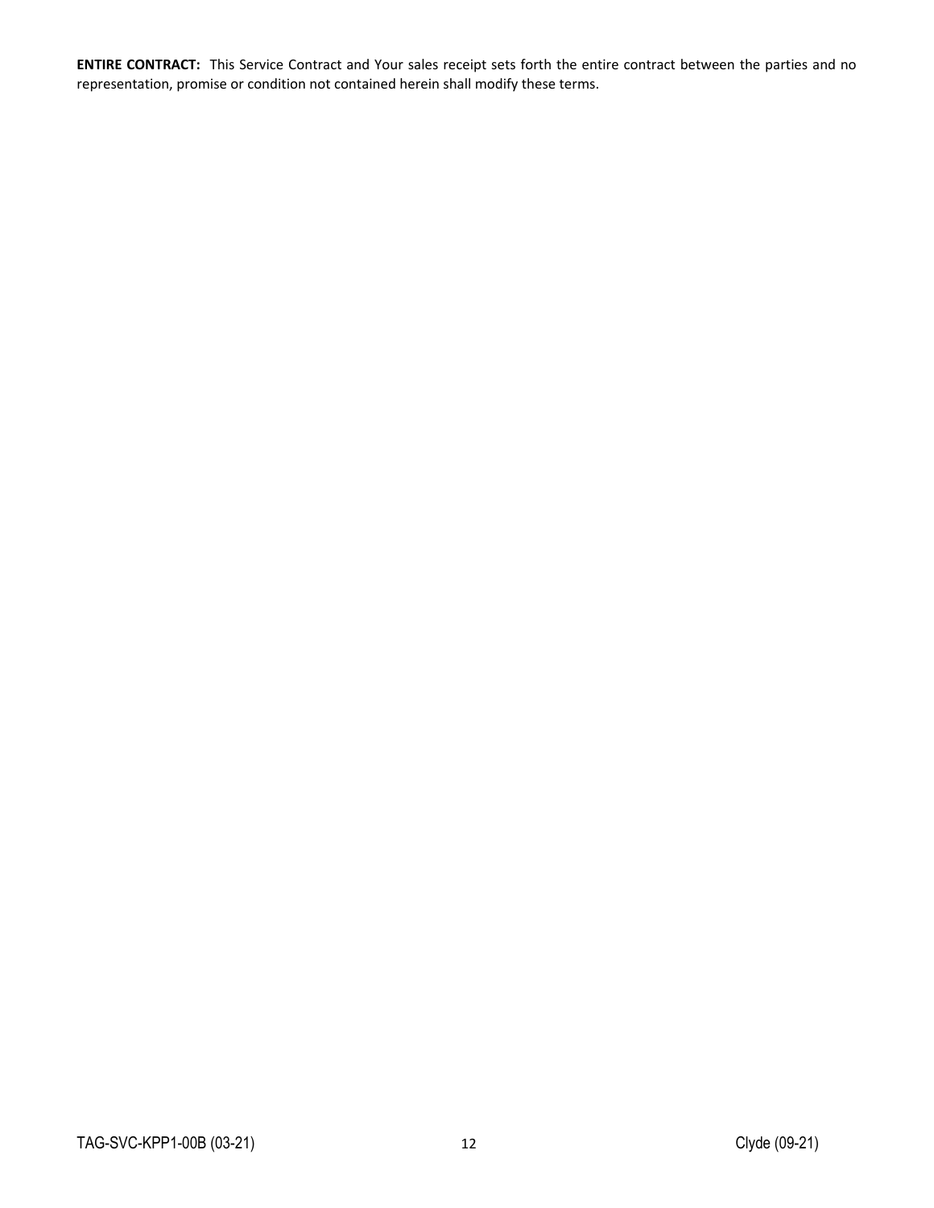**ENTIRE CONTRACT:** This Service Contract and Your sales receipt sets forth the entire contract between the parties and no representation, promise or condition not contained herein shall modify these terms.